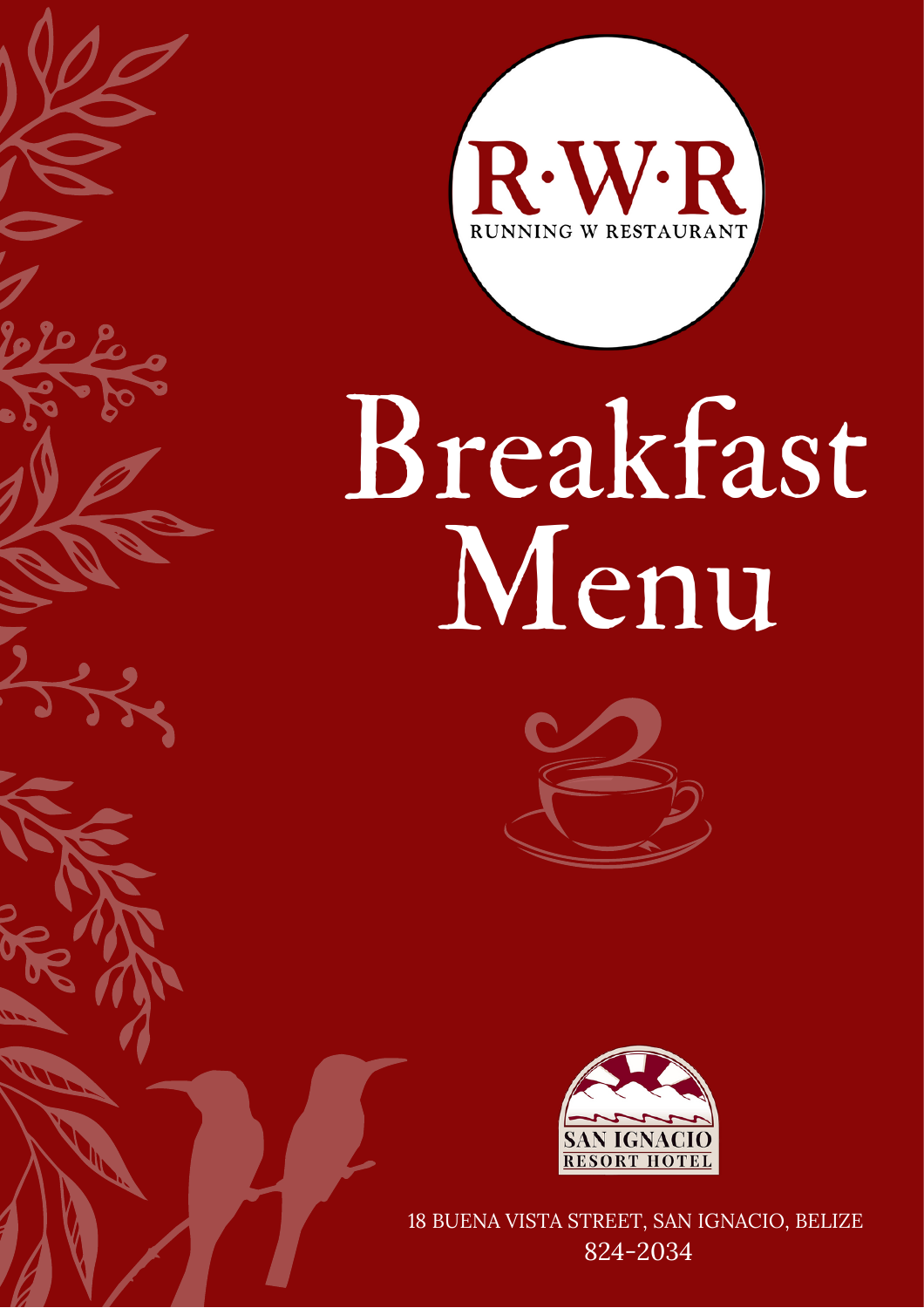R·W·R

RUNNING W RESTAURANT

# Breakfast Menu

SAN IGNACIO RESORT HOTEL

18 BUENA VISTA STREET, SAN IGNACIO, BELIZE

824-2034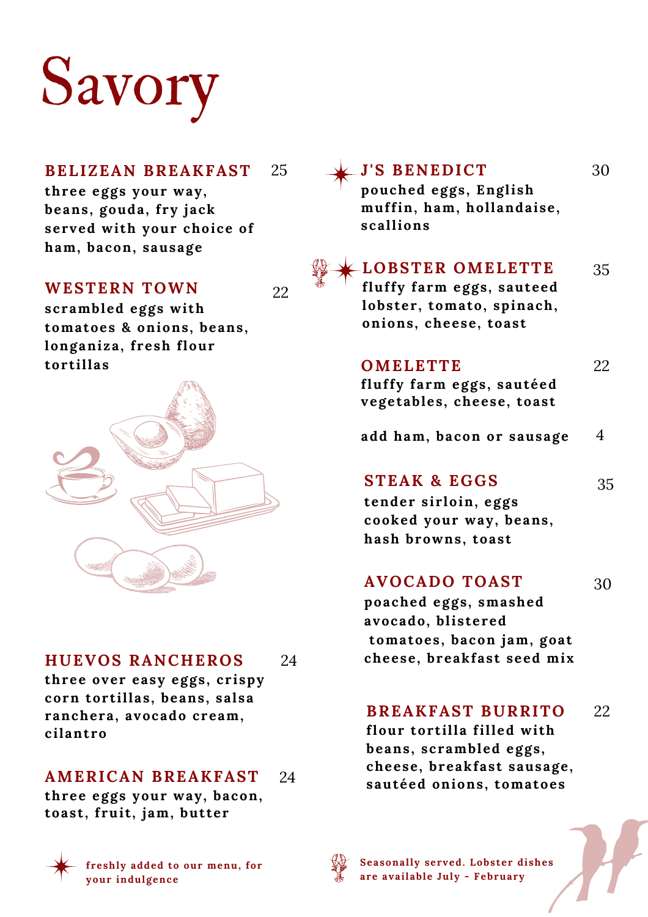# Savory

## BELIZEAN BREAKFAST 25

three eggs your way, beans, gouda, fry jack served with your choice of ham, bacon, sausage

## WESTERN TOWN 22

scrambled eggs with tomatoes & onions, beans, longaniza, fresh flour tortillas

## HUEVOS RANCHEROS 24

three over easy eggs, crispy corn tortillas, beans, salsa ranchera, avocado cream, cilantro

## AMERICAN BREAKFAST 24

three eggs your way, bacon, toast, fruit, jam, butter

## J'S BENEDICT 30

pouched eggs, English muffin, ham, hollandaise, scallions

## LOBSTER OMELETTE 35

fluffy farm eggs, sauteed lobster, tomato, spinach, onions, cheese, toast

## OMELETTE 22

fluffy farm eggs, sautéed vegetables, cheese, toast

add ham, bacon or sausage 4

## STEAK & EGGS 35

tender sirloin, eggs cooked your way, beans, hash browns, toast

## AVOCADO TOAST 30

poached eggs, smashed avocado, blistered tomatoes, bacon jam, goat cheese, breakfast seed mix

## BREAKFAST BURRITO 22

flour tortilla filled with beans, scrambled eggs, cheese, breakfast sausage, sautéed onions, tomatoes

---

freshly added to our menu, for your indulgence

Seasonally served. Lobster dishes are available July - February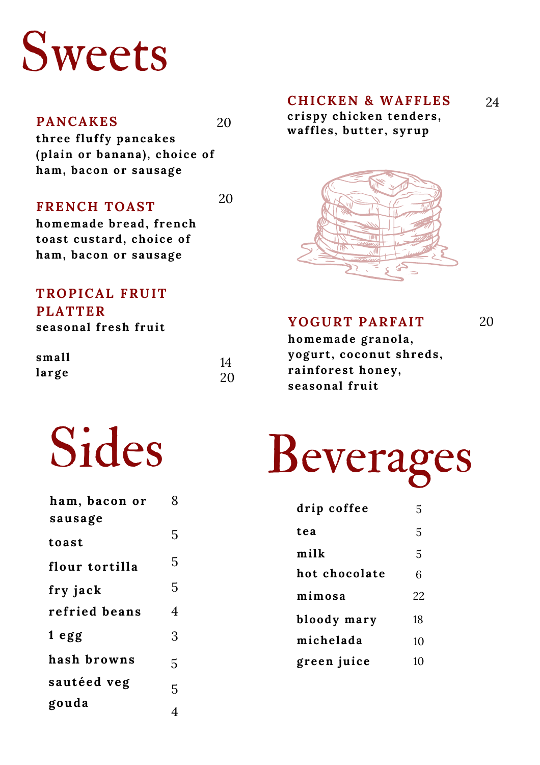# Sweets

### PANCAKES 20

three fluffy pancakes (plain or banana), choice of ham, bacon or sausage

### FRENCH TOAST 20

homemade bread, french toast custard, choice of ham, bacon or sausage

### TROPICAL FRUIT PLATTER

seasonal fresh fruit

| | |
|---|---|
| small | 14 |
| large | 20 |

### CHICKEN & WAFFLES 24

crispy chicken tenders, waffles, butter, syrup

### YOGURT PARFAIT 20

homemade granola, yogurt, coconut shreds, rainforest honey, seasonal fruit

# Sides

| | |
|---|---|
| ham, bacon or sausage | 8 |
| toast | 5 |
| flour tortilla | 5 |
| fry jack | 5 |
| refried beans | 4 |
| 1 egg | 3 |
| hash browns | 5 |
| sautéed veg | 5 |
| gouda | 4 |

# Beverages

| | |
|---|---|
| drip coffee | 5 |
| tea | 5 |
| milk | 5 |
| hot chocolate | 6 |
| mimosa | 22 |
| bloody mary | 18 |
| michelada | 10 |
| green juice | 10 |